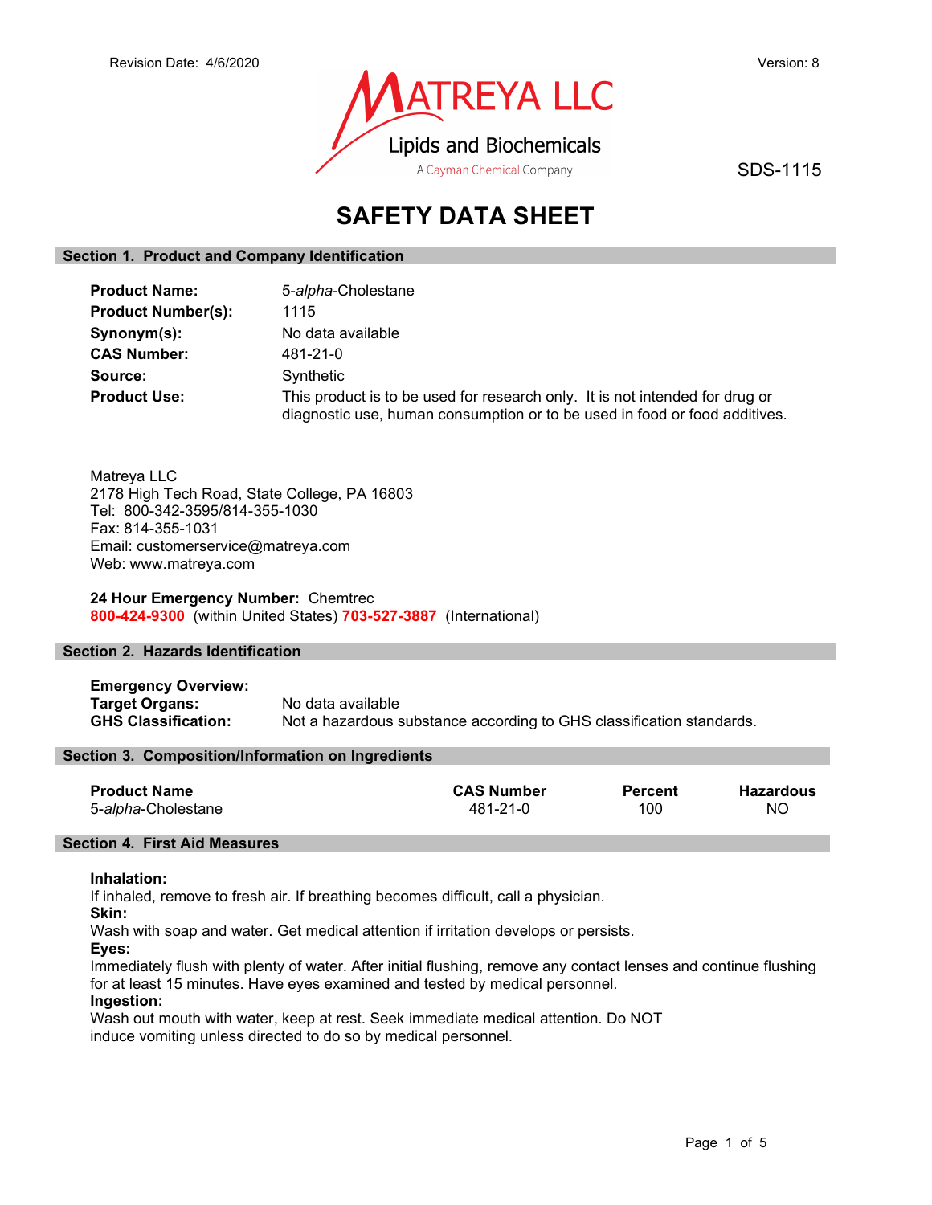Revision Date: 4/6/2020

Version: 8

MATREYA LLC
Lipids and Biochemicals
A Cayman Chemical Company

SDS-1115

# SAFETY DATA SHEET

## Section 1. Product and Company Identification

**Product Name:** 5-*alpha*-Cholestane

**Product Number(s):** 1115

**Synonym(s):** No data available

**CAS Number:** 481-21-0

**Source:** Synthetic

**Product Use:** This product is to be used for research only. It is not intended for drug or diagnostic use, human consumption or to be used in food or food additives.

Matreya LLC
2178 High Tech Road, State College, PA 16803
Tel: 800-342-3595/814-355-1030
Fax: 814-355-1031
Email: customerservice@matreya.com
Web: www.matreya.com

**24 Hour Emergency Number:** Chemtrec
**800-424-9300** (within United States) **703-527-3887** (International)

## Section 2. Hazards Identification

**Emergency Overview:**

**Target Organs:** No data available

**GHS Classification:** Not a hazardous substance according to GHS classification standards.

## Section 3. Composition/Information on Ingredients

| Product Name | CAS Number | Percent | Hazardous |
|---|---|---|---|
| 5-*alpha*-Cholestane | 481-21-0 | 100 | NO |

## Section 4. First Aid Measures

**Inhalation:**
If inhaled, remove to fresh air. If breathing becomes difficult, call a physician.

**Skin:**
Wash with soap and water. Get medical attention if irritation develops or persists.

**Eyes:**
Immediately flush with plenty of water. After initial flushing, remove any contact lenses and continue flushing for at least 15 minutes. Have eyes examined and tested by medical personnel.

**Ingestion:**
Wash out mouth with water, keep at rest. Seek immediate medical attention. Do NOT induce vomiting unless directed to do so by medical personnel.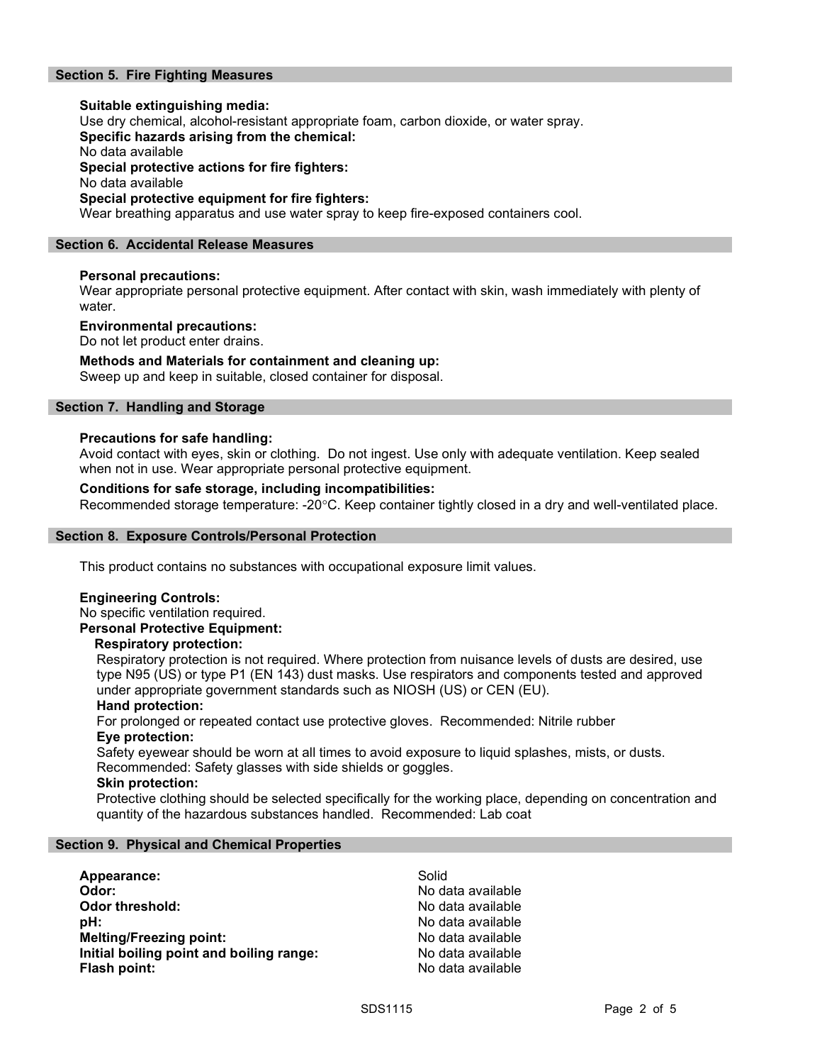## Section 5. Fire Fighting Measures

**Suitable extinguishing media:**
Use dry chemical, alcohol-resistant appropriate foam, carbon dioxide, or water spray.
**Specific hazards arising from the chemical:**
No data available
**Special protective actions for fire fighters:**
No data available
**Special protective equipment for fire fighters:**
Wear breathing apparatus and use water spray to keep fire-exposed containers cool.

## Section 6. Accidental Release Measures

**Personal precautions:**
Wear appropriate personal protective equipment. After contact with skin, wash immediately with plenty of water.

**Environmental precautions:**
Do not let product enter drains.

**Methods and Materials for containment and cleaning up:**
Sweep up and keep in suitable, closed container for disposal.

## Section 7. Handling and Storage

**Precautions for safe handling:**
Avoid contact with eyes, skin or clothing. Do not ingest. Use only with adequate ventilation. Keep sealed when not in use. Wear appropriate personal protective equipment.

**Conditions for safe storage, including incompatibilities:**
Recommended storage temperature: -20°C. Keep container tightly closed in a dry and well-ventilated place.

## Section 8. Exposure Controls/Personal Protection

This product contains no substances with occupational exposure limit values.

**Engineering Controls:**
No specific ventilation required.
**Personal Protective Equipment:**

**Respiratory protection:**
Respiratory protection is not required. Where protection from nuisance levels of dusts are desired, use type N95 (US) or type P1 (EN 143) dust masks. Use respirators and components tested and approved under appropriate government standards such as NIOSH (US) or CEN (EU).

**Hand protection:**
For prolonged or repeated contact use protective gloves. Recommended: Nitrile rubber

**Eye protection:**
Safety eyewear should be worn at all times to avoid exposure to liquid splashes, mists, or dusts. Recommended: Safety glasses with side shields or goggles.

**Skin protection:**
Protective clothing should be selected specifically for the working place, depending on concentration and quantity of the hazardous substances handled. Recommended: Lab coat

## Section 9. Physical and Chemical Properties

| | |
|---|---|
| **Appearance:** | Solid |
| **Odor:** | No data available |
| **Odor threshold:** | No data available |
| **pH:** | No data available |
| **Melting/Freezing point:** | No data available |
| **Initial boiling point and boiling range:** | No data available |
| **Flash point:** | No data available |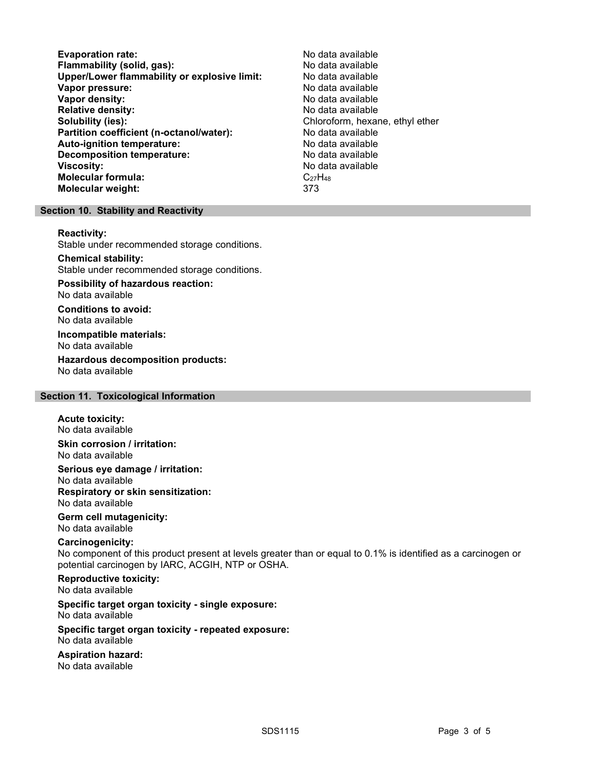**Evaporation rate:** No data available
**Flammability (solid, gas):** No data available
**Upper/Lower flammability or explosive limit:** No data available
**Vapor pressure:** No data available
**Vapor density:** No data available
**Relative density:** No data available
**Solubility (ies):** Chloroform, hexane, ethyl ether
**Partition coefficient (n-octanol/water):** No data available
**Auto-ignition temperature:** No data available
**Decomposition temperature:** No data available
**Viscosity:** No data available
**Molecular formula:** $C_{27}H_{48}$
**Molecular weight:** 373

## Section 10. Stability and Reactivity

**Reactivity:**
Stable under recommended storage conditions.

**Chemical stability:**
Stable under recommended storage conditions.

**Possibility of hazardous reaction:**
No data available

**Conditions to avoid:**
No data available

**Incompatible materials:**
No data available

**Hazardous decomposition products:**
No data available

## Section 11. Toxicological Information

**Acute toxicity:**
No data available

**Skin corrosion / irritation:**
No data available

**Serious eye damage / irritation:**
No data available

**Respiratory or skin sensitization:**
No data available

**Germ cell mutagenicity:**
No data available

**Carcinogenicity:**
No component of this product present at levels greater than or equal to 0.1% is identified as a carcinogen or potential carcinogen by IARC, ACGIH, NTP or OSHA.

**Reproductive toxicity:**
No data available

**Specific target organ toxicity - single exposure:**
No data available

**Specific target organ toxicity - repeated exposure:**
No data available

**Aspiration hazard:**
No data available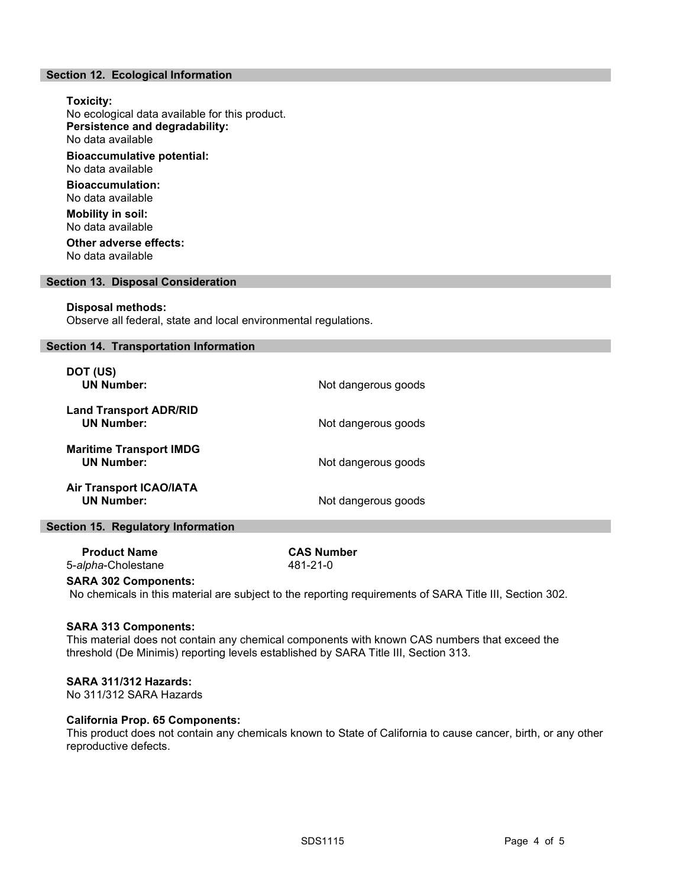## Section 12. Ecological Information

**Toxicity:**
No ecological data available for this product.

**Persistence and degradability:**
No data available

**Bioaccumulative potential:**
No data available

**Bioaccumulation:**
No data available

**Mobility in soil:**
No data available

**Other adverse effects:**
No data available

## Section 13. Disposal Consideration

**Disposal methods:**
Observe all federal, state and local environmental regulations.

## Section 14. Transportation Information

**DOT (US)**

| | |
|---|---|
| **UN Number:** | Not dangerous goods |

**Land Transport ADR/RID**

| | |
|---|---|
| **UN Number:** | Not dangerous goods |

**Maritime Transport IMDG**

| | |
|---|---|
| **UN Number:** | Not dangerous goods |

**Air Transport ICAO/IATA**

| | |
|---|---|
| **UN Number:** | Not dangerous goods |

## Section 15. Regulatory Information

| **Product Name** | **CAS Number** |
|---|---|
| 5-*alpha*-Cholestane | 481-21-0 |

**SARA 302 Components:**
No chemicals in this material are subject to the reporting requirements of SARA Title III, Section 302.

**SARA 313 Components:**
This material does not contain any chemical components with known CAS numbers that exceed the threshold (De Minimis) reporting levels established by SARA Title III, Section 313.

**SARA 311/312 Hazards:**
No 311/312 SARA Hazards

**California Prop. 65 Components:**
This product does not contain any chemicals known to State of California to cause cancer, birth, or any other reproductive defects.

SDS1115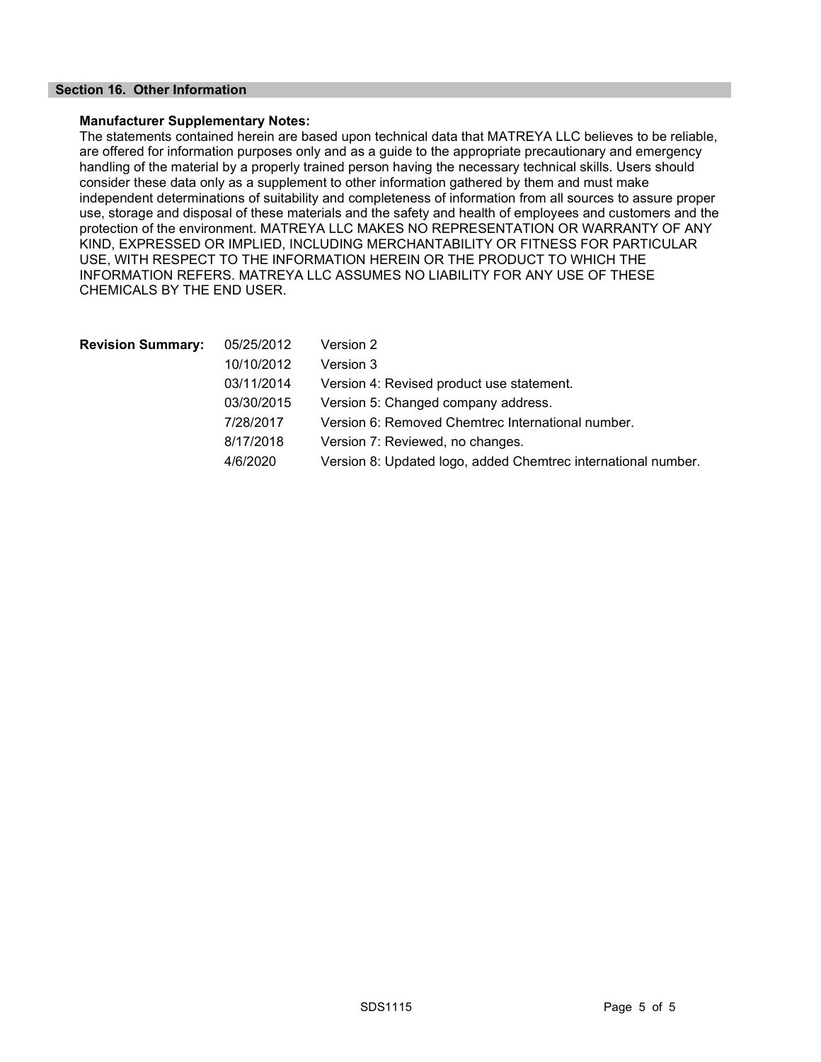## Section 16. Other Information

**Manufacturer Supplementary Notes:**

The statements contained herein are based upon technical data that MATREYA LLC believes to be reliable, are offered for information purposes only and as a guide to the appropriate precautionary and emergency handling of the material by a properly trained person having the necessary technical skills. Users should consider these data only as a supplement to other information gathered by them and must make independent determinations of suitability and completeness of information from all sources to assure proper use, storage and disposal of these materials and the safety and health of employees and customers and the protection of the environment. MATREYA LLC MAKES NO REPRESENTATION OR WARRANTY OF ANY KIND, EXPRESSED OR IMPLIED, INCLUDING MERCHANTABILITY OR FITNESS FOR PARTICULAR USE, WITH RESPECT TO THE INFORMATION HEREIN OR THE PRODUCT TO WHICH THE INFORMATION REFERS. MATREYA LLC ASSUMES NO LIABILITY FOR ANY USE OF THESE CHEMICALS BY THE END USER.

| | | |
|---|---|---|
| **Revision Summary:** | 05/25/2012 | Version 2 |
| | 10/10/2012 | Version 3 |
| | 03/11/2014 | Version 4: Revised product use statement. |
| | 03/30/2015 | Version 5: Changed company address. |
| | 7/28/2017 | Version 6: Removed Chemtrec International number. |
| | 8/17/2018 | Version 7: Reviewed, no changes. |
| | 4/6/2020 | Version 8: Updated logo, added Chemtrec international number. |

SDS1115